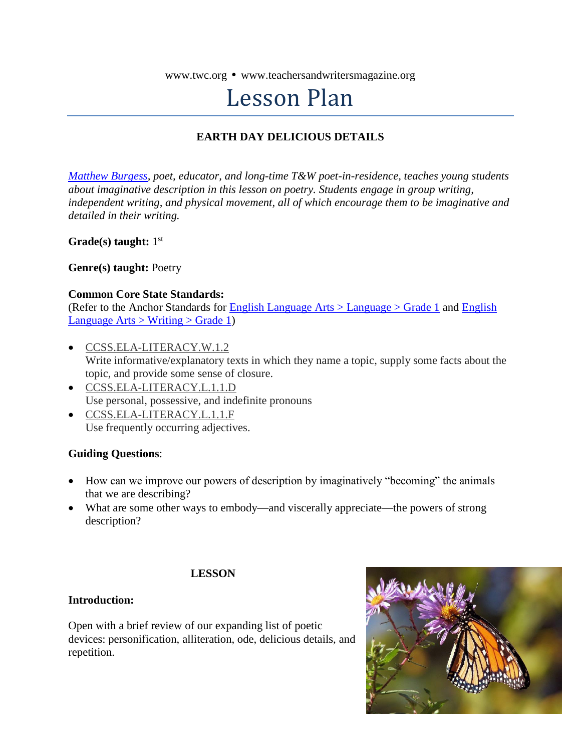www.twc.org • www.teachersandwritersmagazine.org

# Lesson Plan

## EARTH DAY DELICIOUS DETAILS

*Matthew Burgess, poet, educator, and long-time T&W poet-in-residence, teaches young students about imaginative description in this lesson on poetry. Students engage in group writing, independent writing, and physical movement, all of which encourage them to be imaginative and detailed in their writing.*

**Grade(s) taught:** 1st

**Genre(s) taught:** Poetry

**Common Core State Standards:**
(Refer to the Anchor Standards for English Language Arts > Language > Grade 1 and English Language Arts > Writing > Grade 1)

- CCSS.ELA-LITERACY.W.1.2
  Write informative/explanatory texts in which they name a topic, supply some facts about the topic, and provide some sense of closure.
- CCSS.ELA-LITERACY.L.1.1.D
  Use personal, possessive, and indefinite pronouns
- CCSS.ELA-LITERACY.L.1.1.F
  Use frequently occurring adjectives.

**Guiding Questions**:

- How can we improve our powers of description by imaginatively "becoming" the animals that we are describing?
- What are some other ways to embody—and viscerally appreciate—the powers of strong description?

### LESSON

**Introduction:**

Open with a brief review of our expanding list of poetic devices: personification, alliteration, ode, delicious details, and repetition.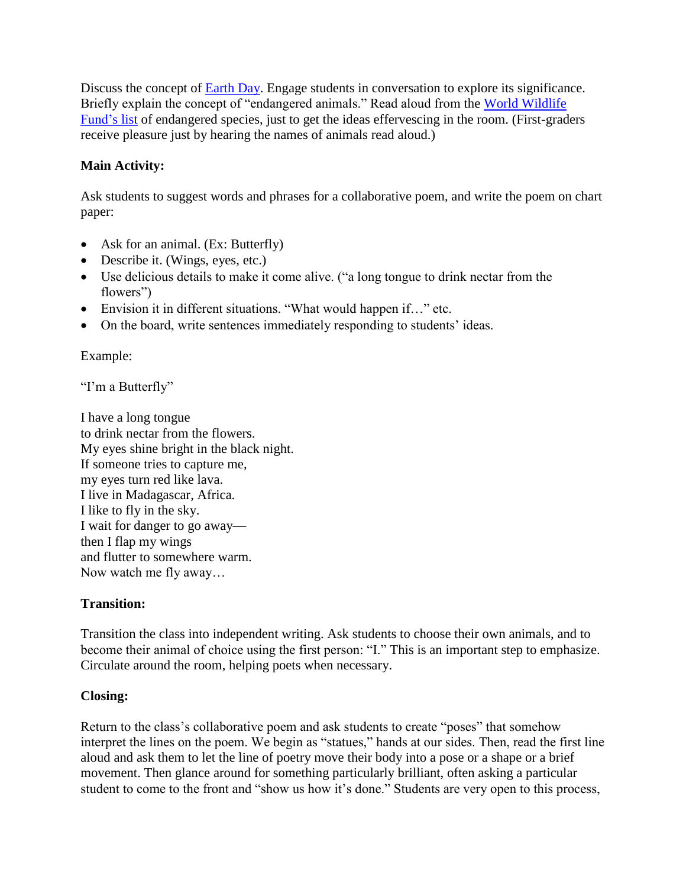Discuss the concept of [Earth Day](). Engage students in conversation to explore its significance. Briefly explain the concept of "endangered animals." Read aloud from the [World Wildlife Fund's list]() of endangered species, just to get the ideas effervescing in the room. (First-graders receive pleasure just by hearing the names of animals read aloud.)

**Main Activity:**

Ask students to suggest words and phrases for a collaborative poem, and write the poem on chart paper:

- Ask for an animal. (Ex: Butterfly)
- Describe it. (Wings, eyes, etc.)
- Use delicious details to make it come alive. ("a long tongue to drink nectar from the flowers")
- Envision it in different situations. "What would happen if…" etc.
- On the board, write sentences immediately responding to students' ideas.

Example:

"I'm a Butterfly"

I have a long tongue  
to drink nectar from the flowers.  
My eyes shine bright in the black night.  
If someone tries to capture me,  
my eyes turn red like lava.  
I live in Madagascar, Africa.  
I like to fly in the sky.  
I wait for danger to go away—  
then I flap my wings  
and flutter to somewhere warm.  
Now watch me fly away…

**Transition:**

Transition the class into independent writing. Ask students to choose their own animals, and to become their animal of choice using the first person: "I." This is an important step to emphasize. Circulate around the room, helping poets when necessary.

**Closing:**

Return to the class's collaborative poem and ask students to create "poses" that somehow interpret the lines on the poem. We begin as "statues," hands at our sides. Then, read the first line aloud and ask them to let the line of poetry move their body into a pose or a shape or a brief movement. Then glance around for something particularly brilliant, often asking a particular student to come to the front and "show us how it's done." Students are very open to this process,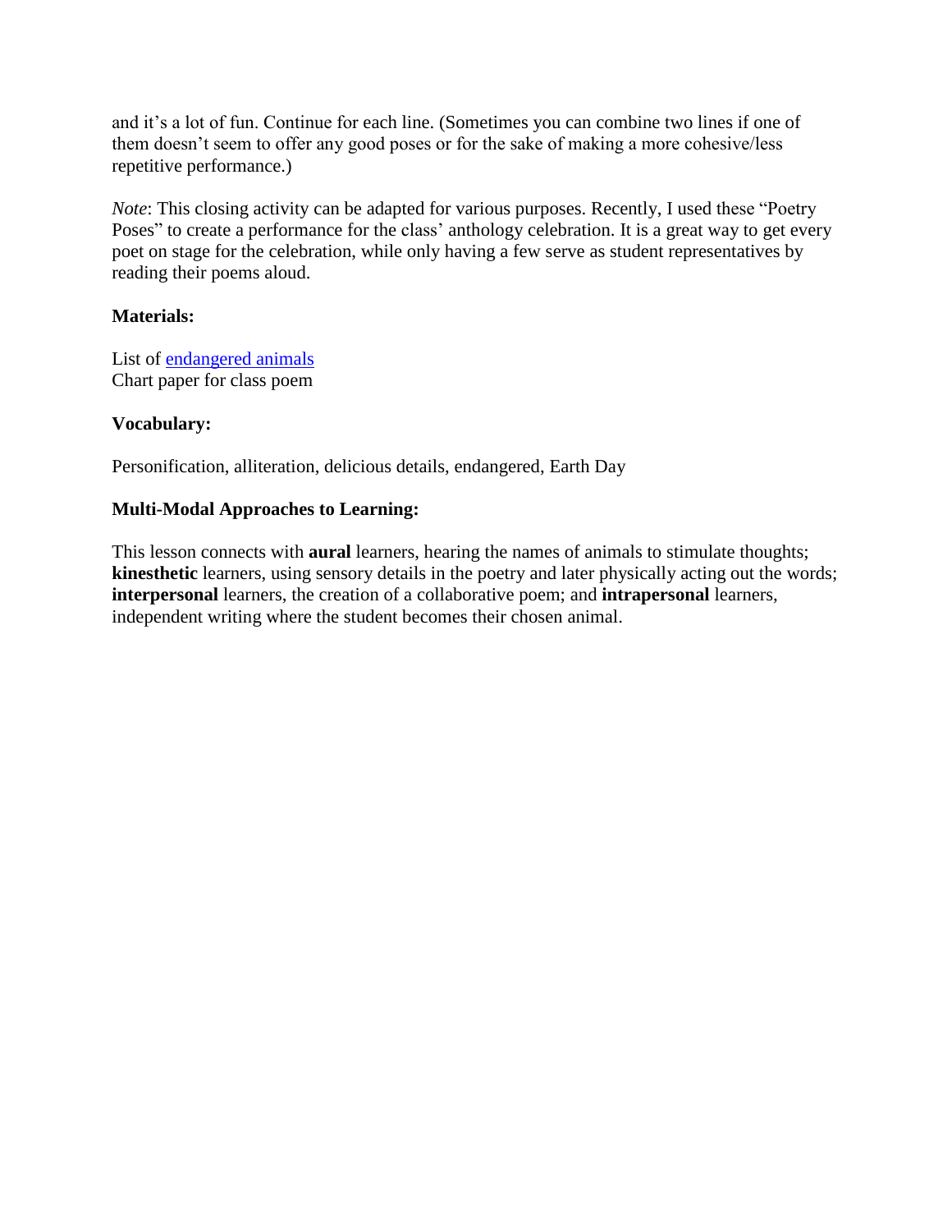and it's a lot of fun. Continue for each line. (Sometimes you can combine two lines if one of them doesn't seem to offer any good poses or for the sake of making a more cohesive/less repetitive performance.)

*Note*: This closing activity can be adapted for various purposes. Recently, I used these "Poetry Poses" to create a performance for the class' anthology celebration. It is a great way to get every poet on stage for the celebration, while only having a few serve as student representatives by reading their poems aloud.

**Materials:**

List of endangered animals
Chart paper for class poem

**Vocabulary:**

Personification, alliteration, delicious details, endangered, Earth Day

**Multi-Modal Approaches to Learning:**

This lesson connects with **aural** learners, hearing the names of animals to stimulate thoughts; **kinesthetic** learners, using sensory details in the poetry and later physically acting out the words; **interpersonal** learners, the creation of a collaborative poem; and **intrapersonal** learners, independent writing where the student becomes their chosen animal.